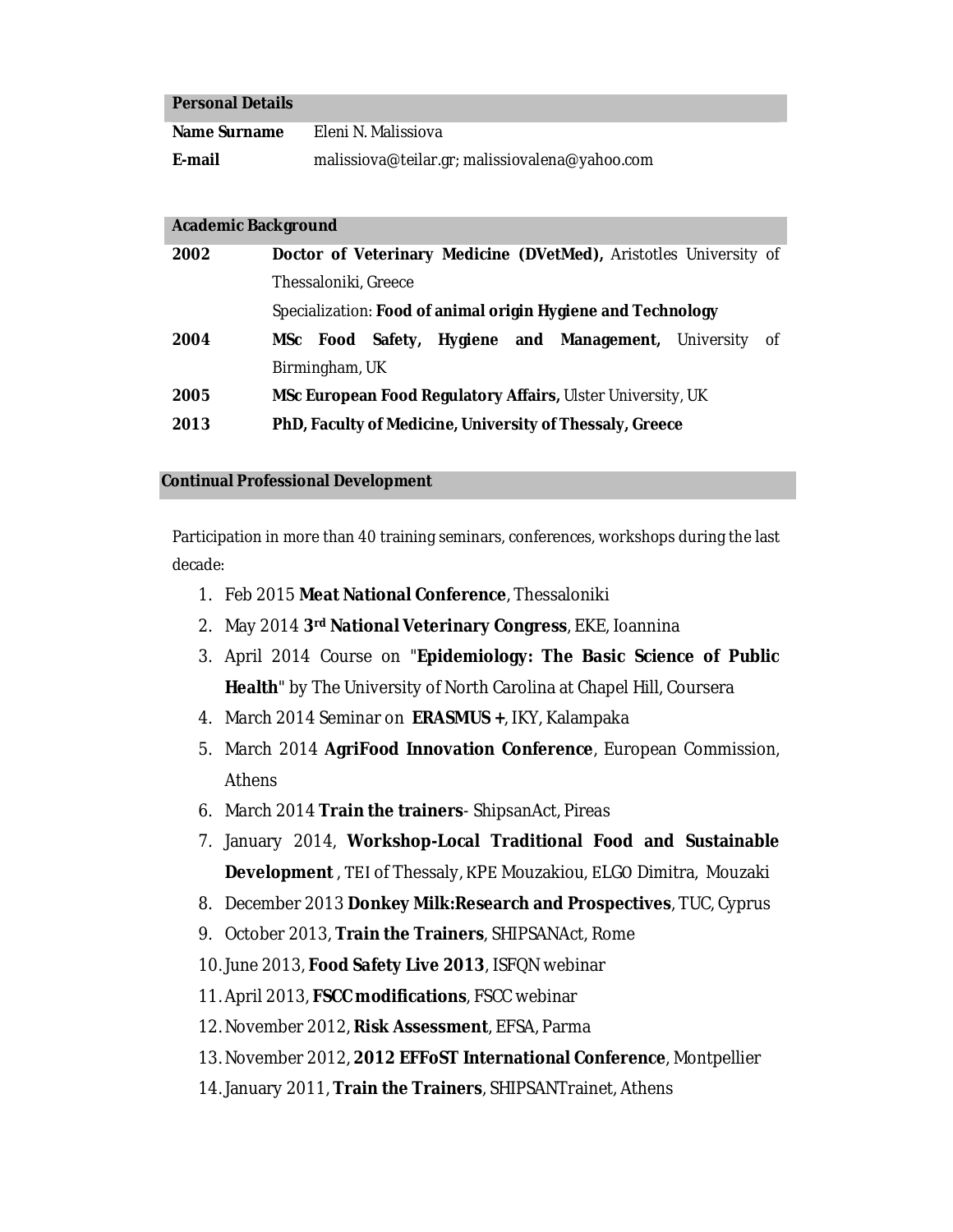## Personal Details

| | |
|---|---|
| **Name Surname** | Eleni N. Malissiova |
| **E-mail** | malissiova@teilar.gr; malissiovalena@yahoo.com |

## Academic Background

| | |
|---|---|
| **2002** | **Doctor of Veterinary Medicine (DVetMed),** Aristotles University of Thessaloniki, Greece<br>Specialization: **Food of animal origin Hygiene and Technology** |
| **2004** | **MSc Food Safety, Hygiene and Management,** University of Birmingham, UK |
| **2005** | **MSc European Food Regulatory Affairs,** Ulster University, UK |
| **2013** | **PhD, Faculty of Medicine, University of Thessaly, Greece** |

## Continual Professional Development

Participation in more than 40 training seminars, conferences, workshops during the last decade:

1. Feb 2015 **Meat National Conference**, Thessaloniki
2. May 2014 **3rd National Veterinary Congress**, EKE, Ioannina
3. April 2014 Course on "**Epidemiology: The Basic Science of Public Health**" by The University of North Carolina at Chapel Hill, Coursera
4. March 2014 Seminar on **ERASMUS +**, IKY, Kalampaka
5. March 2014 **AgriFood Innovation Conference**, European Commission, Athens
6. March 2014 **Train the trainers**- ShipsanAct, Pireas
7. January 2014, **Workshop-Local Traditional Food and Sustainable Development** , TEI of Thessaly, KPE Mouzakiou, ELGO Dimitra, Mouzaki
8. December 2013 **Donkey Milk:Research and Prospectives**, TUC, Cyprus
9. October 2013, **Train the Trainers**, SHIPSANAct, Rome
10. June 2013, **Food Safety Live 2013**, ISFQN webinar
11. April 2013, **FSCC modifications**, FSCC webinar
12. November 2012, **Risk Assessment**, EFSA, Parma
13. November 2012, **2012 EFFoST International Conference**, Montpellier
14. January 2011, **Train the Trainers**, SHIPSANTrainet, Athens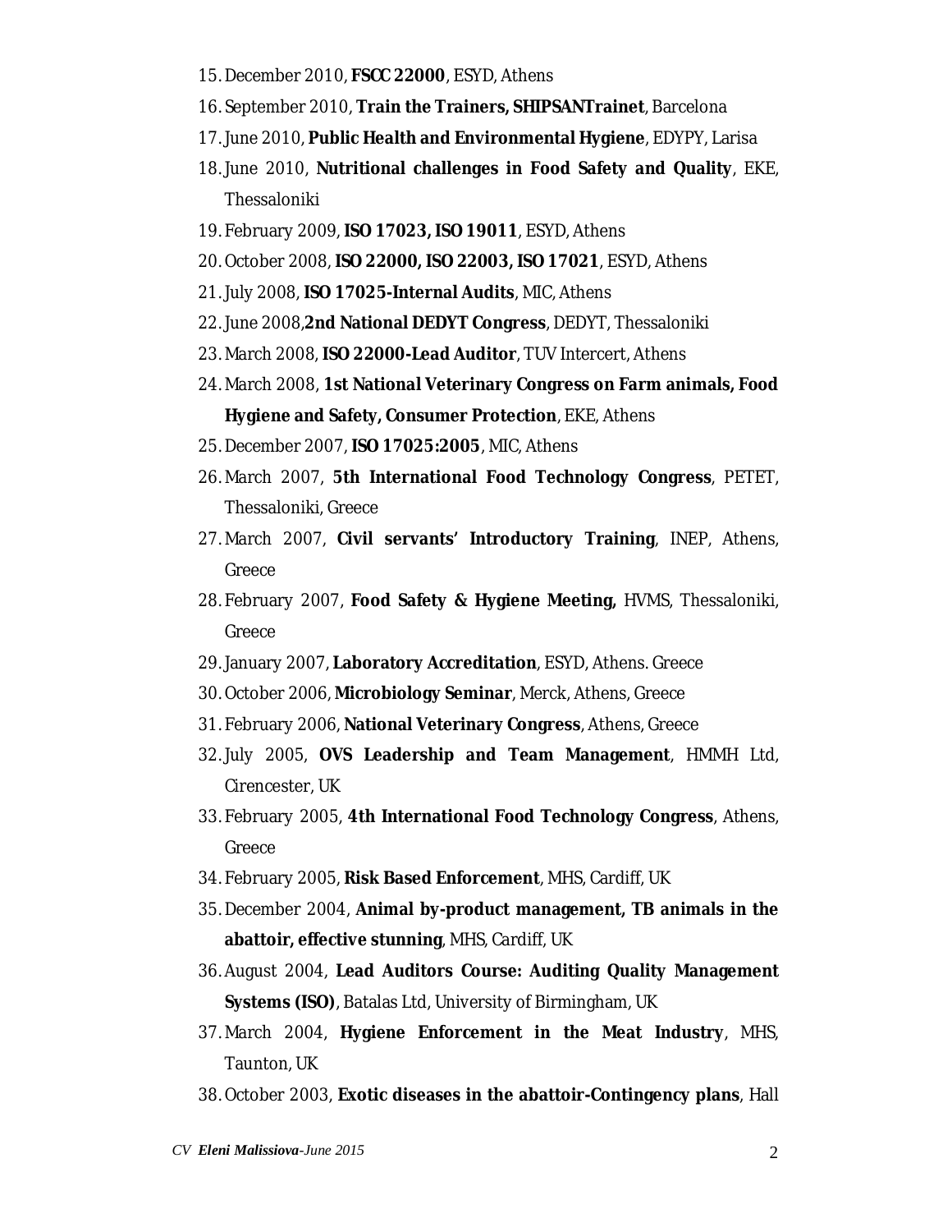15. December 2010, **FSCC 22000**, ESYD, Athens
16. September 2010, **Train the Trainers, SHIPSANTrainet**, Barcelona
17. June 2010, **Public Health and Environmental Hygiene**, EDYPY, Larisa
18. June 2010, **Nutritional challenges in Food Safety and Quality**, EKE, Thessaloniki
19. February 2009, **ISO 17023, ISO 19011**, ESYD, Athens
20. October 2008, **ISO 22000, ISO 22003, ISO 17021**, ESYD, Athens
21. July 2008, **ISO 17025-Internal Audits**, MIC, Athens
22. June 2008,**2nd National DEDYT Congress**, DEDYT, Thessaloniki
23. March 2008, **ISO 22000-Lead Auditor**, TUV Intercert, Athens
24. March 2008, **1st National Veterinary Congress on Farm animals, Food Hygiene and Safety, Consumer Protection**, EKE, Athens
25. December 2007, **ISO 17025:2005**, MIC, Athens
26. March 2007, **5th International Food Technology Congress**, PETET, Thessaloniki, Greece
27. March 2007, **Civil servants' Introductory Training**, INEP, Athens, Greece
28. February 2007, **Food Safety & Hygiene Meeting,** HVMS, Thessaloniki, Greece
29. January 2007, **Laboratory Accreditation**, ESYD, Athens. Greece
30. October 2006, **Microbiology Seminar**, Merck, Athens, Greece
31. February 2006, **National Veterinary Congress**, Athens, Greece
32. July 2005, **OVS Leadership and Team Management**, HMMH Ltd, Cirencester, UK
33. February 2005, **4th International Food Technology Congress**, Athens, Greece
34. February 2005, **Risk Based Enforcement**, MHS, Cardiff, UK
35. December 2004, **Animal by-product management, TB animals in the abattoir, effective stunning**, MHS, Cardiff, UK
36. August 2004, **Lead Auditors Course: Auditing Quality Management Systems (ISO)**, Batalas Ltd, University of Birmingham, UK
37. March 2004, **Hygiene Enforcement in the Meat Industry**, MHS, Taunton, UK
38. October 2003, **Exotic diseases in the abattoir-Contingency plans**, Hall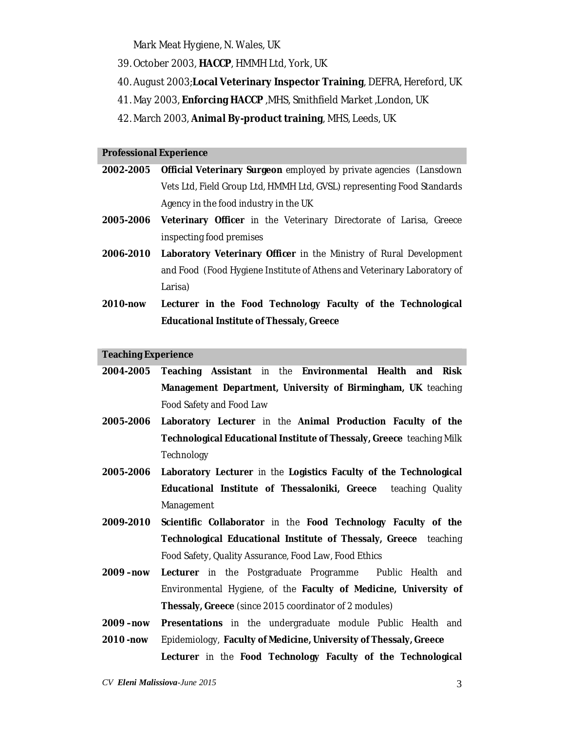Mark Meat Hygiene, N. Wales, UK

39. October 2003, **HACCP**, HMMH Ltd, York, UK
40. August 2003;**Local Veterinary Inspector Training**, DEFRA, Hereford, UK
41. May 2003, **Enforcing HACCP** ,MHS, Smithfield Market ,London, UK
42. March 2003, **Animal By-product training**, MHS, Leeds, UK

## Professional Experience

**2002-2005** **Official Veterinary Surgeon** employed by private agencies (Lansdown Vets Ltd, Field Group Ltd, HMMH Ltd, GVSL) representing Food Standards Agency in the food industry in the UK

**2005-2006** **Veterinary Officer** in the Veterinary Directorate of Larisa, Greece inspecting food premises

**2006-2010** **Laboratory Veterinary Officer** in the Ministry of Rural Development and Food (Food Hygiene Institute of Athens and Veterinary Laboratory of Larisa)

**2010-now** **Lecturer in the Food Technology Faculty of the Technological Educational Institute of Thessaly, Greece**

## Teaching Experience

**2004-2005** **Teaching Assistant** in the **Environmental Health and Risk Management Department, University of Birmingham, UK** teaching Food Safety and Food Law

**2005-2006** **Laboratory Lecturer** in the **Animal Production Faculty of the Technological Educational Institute of Thessaly, Greece** teaching Milk Technology

**2005-2006** **Laboratory Lecturer** in the **Logistics Faculty of the Technological Educational Institute of Thessaloniki, Greece** teaching Quality Management

**2009-2010** **Scientific Collaborator** in the **Food Technology Faculty of the Technological Educational Institute of Thessaly, Greece** teaching Food Safety, Quality Assurance, Food Law, Food Ethics

**2009 –now** **Lecturer** in the Postgraduate Programme Public Health and Environmental Hygiene, of the **Faculty of Medicine, University of Thessaly, Greece** (since 2015 coordinator of 2 modules)

**2009 –now** **Presentations** in the undergraduate module Public Health and Epidemiology, **Faculty of Medicine, University of Thessaly, Greece**

**2010 -now** **Lecturer** in the **Food Technology Faculty of the Technological**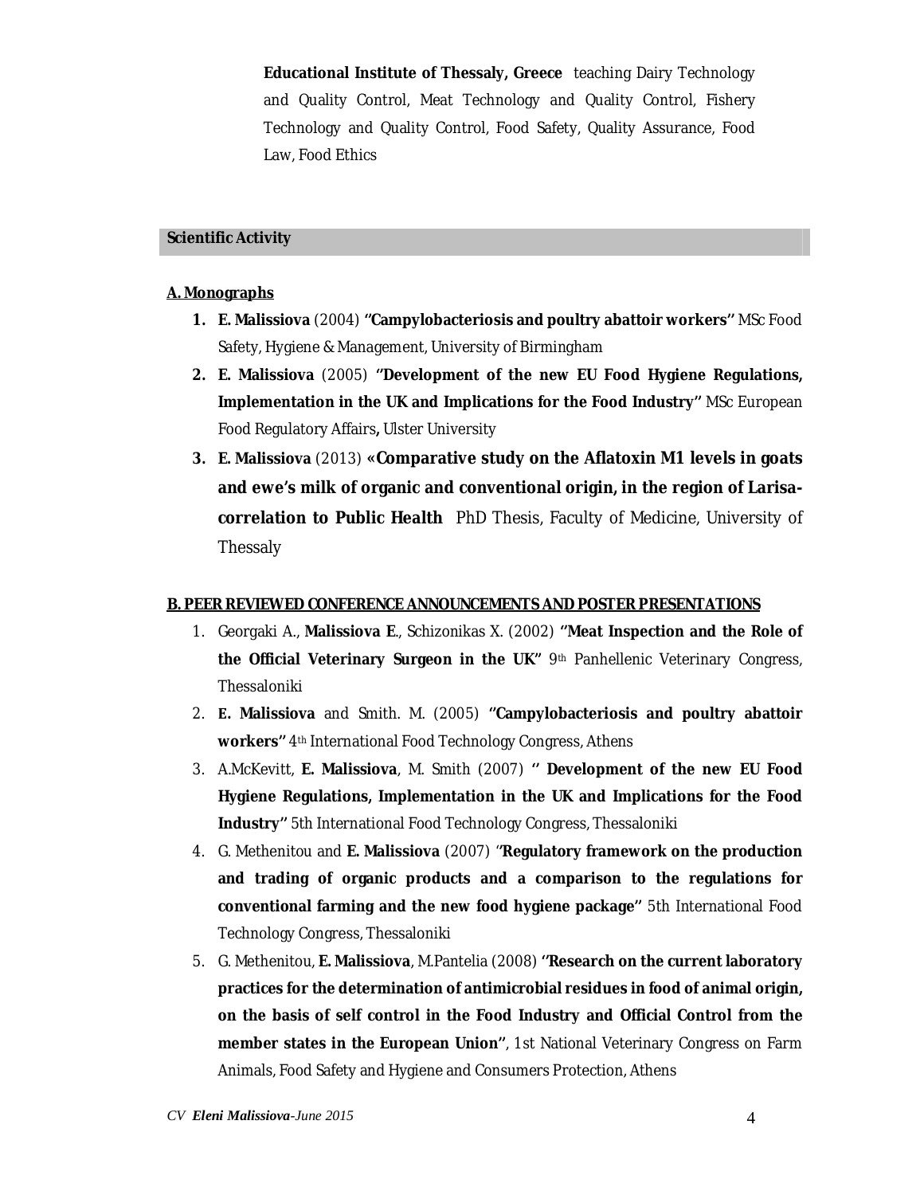**Educational Institute of Thessaly, Greece** teaching Dairy Technology and Quality Control, Meat Technology and Quality Control, Fishery Technology and Quality Control, Food Safety, Quality Assurance, Food Law, Food Ethics

## Scientific Activity

### A. Monographs

1. **E. Malissiova** (2004) **''Campylobacteriosis and poultry abattoir workers''** MSc Food Safety, Hygiene & Management, University of Birmingham
2. **E. Malissiova** (2005) **''Development of the new EU Food Hygiene Regulations, Implementation in the UK and Implications for the Food Industry''** MSc European Food Regulatory Affairs**,** Ulster University
3. **E. Malissiova** (2013) **«Comparative study on the Aflatoxin M1 levels in goats and ewe's milk of organic and conventional origin, in the region of Larisa-correlation to Public Health** PhD Thesis, Faculty of Medicine, University of Thessaly

### B. PEER REVIEWED CONFERENCE ANNOUNCEMENTS AND POSTER PRESENTATIONS

1. Georgaki A., **Malissiova E**., Schizonikas X. (2002) **''Meat Inspection and the Role of the Official Veterinary Surgeon in the UK''** 9th Panhellenic Veterinary Congress, Thessaloniki
2. **E. Malissiova** and Smith. M. (2005) **''Campylobacteriosis and poultry abattoir workers''** 4th International Food Technology Congress, Athens
3. A.McKevitt, **E. Malissiova**, M. Smith (2007) **'' Development of the new EU Food Hygiene Regulations, Implementation in the UK and Implications for the Food Industry''** 5th International Food Technology Congress, Thessaloniki
4. G. Methenitou and **E. Malissiova** (2007) ''**Regulatory framework on the production and trading of organic products and a comparison to the regulations for conventional farming and the new food hygiene package''** 5th International Food Technology Congress, Thessaloniki
5. G. Methenitou, **E. Malissiova**, M.Pantelia (2008) **''Research on the current laboratory practices for the determination of antimicrobial residues in food of animal origin, on the basis of self control in the Food Industry and Official Control from the member states in the European Union''**, 1st National Veterinary Congress on Farm Animals, Food Safety and Hygiene and Consumers Protection, Athens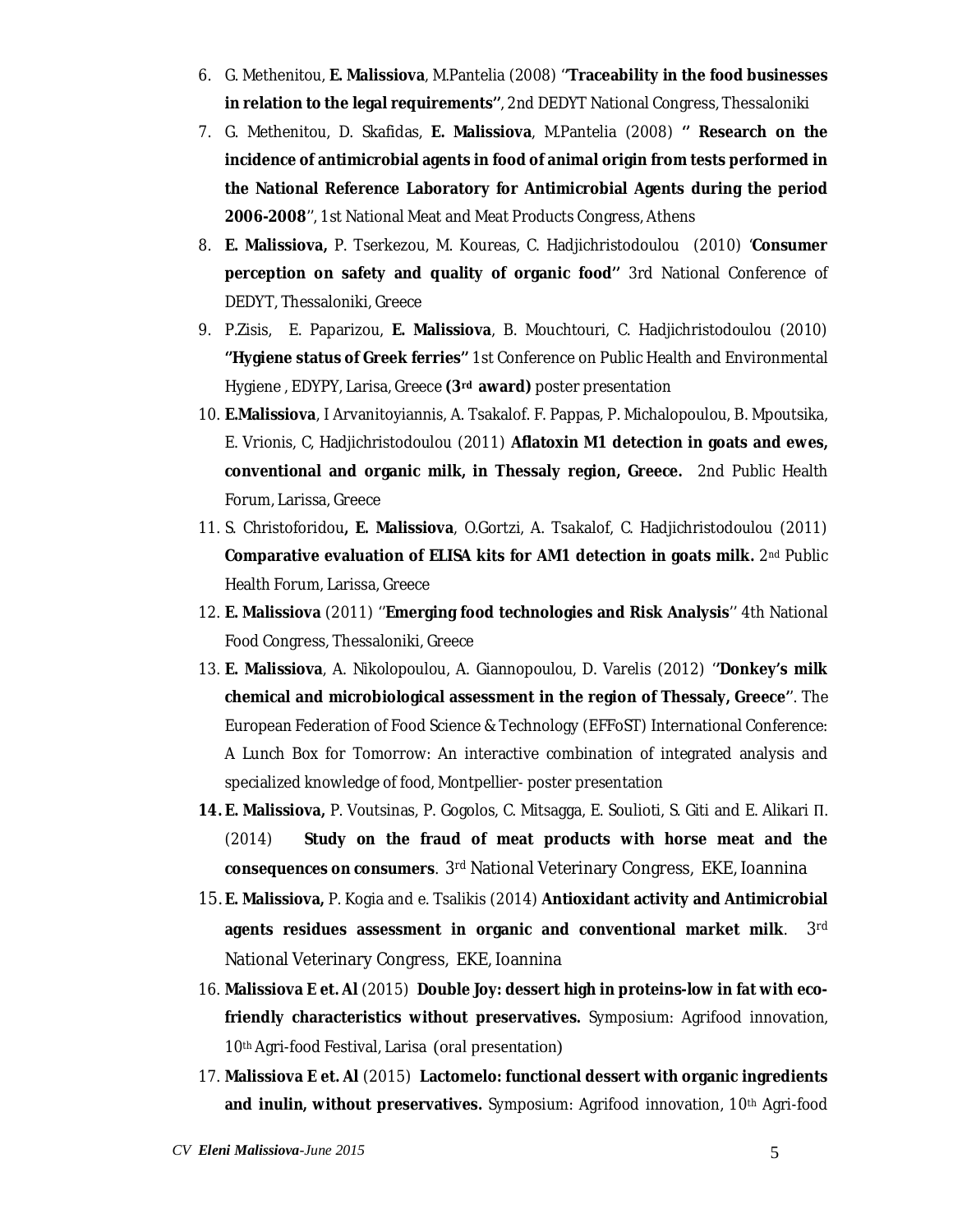6. G. Methenitou, **E. Malissiova**, M.Pantelia (2008) ''**Traceability in the food businesses in relation to the legal requirements''**, 2nd DEDYT National Congress, Thessaloniki
7. G. Methenitou, D. Skafidas, **E. Malissiova**, M.Pantelia (2008) **'' Research on the incidence of antimicrobial agents in food of animal origin from tests performed in the National Reference Laboratory for Antimicrobial Agents during the period 2006-2008**'', 1st National Meat and Meat Products Congress, Athens
8. **E. Malissiova,** P. Tserkezou, M. Koureas, C. Hadjichristodoulou (2010) '**Consumer perception on safety and quality of organic food''** 3rd National Conference of DEDYT, Thessaloniki, Greece
9. P.Zisis, E. Paparizou, **E. Malissiova**, B. Mouchtouri, C. Hadjichristodoulou (2010) **''Hygiene status of Greek ferries''** 1st Conference on Public Health and Environmental Hygiene , EDYPY, Larisa, Greece **(3rd award)** poster presentation
10. **E.Malissiova**, I Arvanitoyiannis, A. Tsakalof. F. Pappas, P. Michalopoulou, B. Mpoutsika, E. Vrionis, C, Hadjichristodoulou (2011) **Aflatoxin M1 detection in goats and ewes, conventional and organic milk, in Thessaly region, Greece.** 2nd Public Health Forum, Larissa, Greece
11. S. Christoforidou**, E. Malissiova**, O.Gortzi, A. Tsakalof, C. Hadjichristodoulou (2011) **Comparative evaluation of ELISA kits for AM1 detection in goats milk.** 2nd Public Health Forum, Larissa, Greece
12. **E. Malissiova** (2011) ''**Emerging food technologies and Risk Analysis**'' 4th National Food Congress, Thessaloniki, Greece
13. **E. Malissiova**, A. Nikolopoulou, A. Giannopoulou, D. Varelis (2012) ''**Donkey's milk chemical and microbiological assessment in the region of Thessaly, Greece''**. The European Federation of Food Science & Technology (EFFoST) International Conference: A Lunch Box for Tomorrow: An interactive combination of integrated analysis and specialized knowledge of food, Montpellier- poster presentation
14. **E. Malissiova,** P. Voutsinas, P. Gogolos, C. Mitsagga, E. Soulioti, S. Giti and E. Alikari Π. (2014) **Study on the fraud of meat products with horse meat and the consequences on consumers**. 3rd National Veterinary Congress, EKE, Ioannina
15. **E. Malissiova,** P. Kogia and e. Tsalikis (2014) **Antioxidant activity and Antimicrobial agents residues assessment in organic and conventional market milk**. 3rd National Veterinary Congress, EKE, Ioannina
16. **Malissiova E et. Al** (2015) **Double Joy: dessert high in proteins-low in fat with eco-friendly characteristics without preservatives.** Symposium: Agrifood innovation, 10th Agri-food Festival, Larisa (oral presentation)
17. **Malissiova E et. Al** (2015) **Lactomelo: functional dessert with organic ingredients and inulin, without preservatives.** Symposium: Agrifood innovation, 10th Agri-food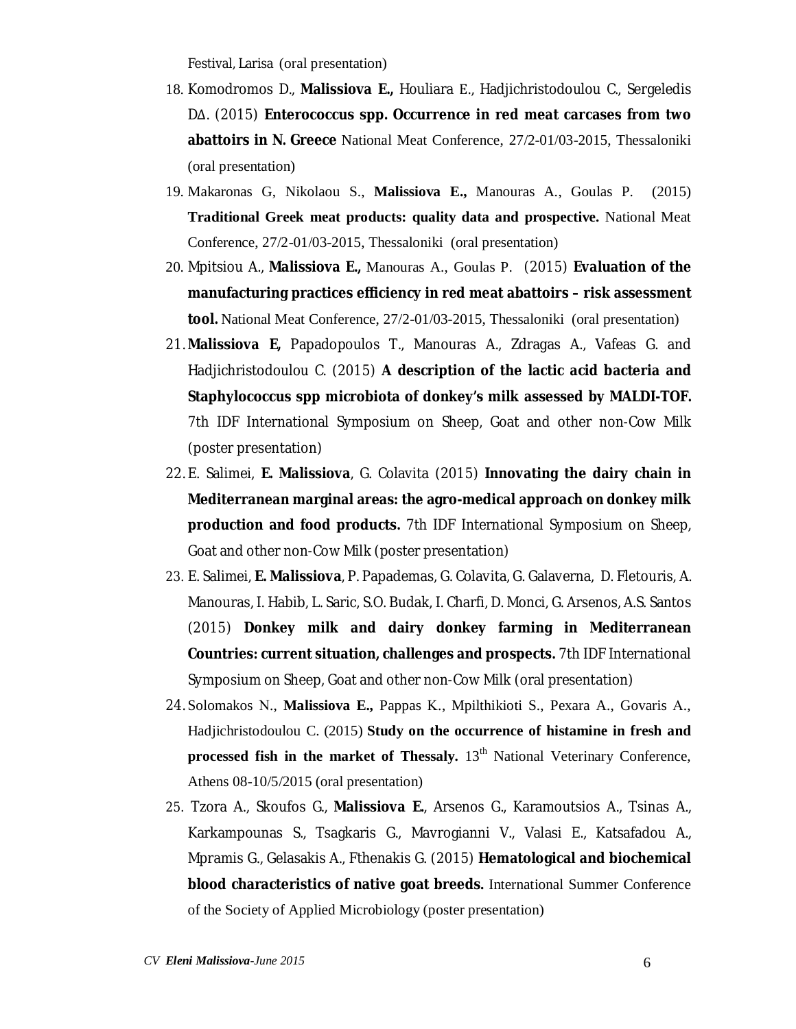Festival, Larisa (oral presentation)

18. Komodromos D., **Malissiova E.,** Houliara E., Hadjichristodoulou C., Sergeledis DΔ. (2015) **Enterococcus spp. Occurrence in red meat carcases from two abattoirs in N. Greece** National Meat Conference, 27/2-01/03-2015, Thessaloniki (oral presentation)
19. Makaronas G, Nikolaou S., **Malissiova E.,** Manouras A., Goulas P. (2015) **Traditional Greek meat products: quality data and prospective.** National Meat Conference, 27/2-01/03-2015, Thessaloniki (oral presentation)
20. Mpitsiou A., **Malissiova E.,** Manouras A., Goulas P. (2015) **Evaluation of the manufacturing practices efficiency in red meat abattoirs – risk assessment tool.** National Meat Conference, 27/2-01/03-2015, Thessaloniki (oral presentation)
21. **Malissiova E,** Papadopoulos T., Manouras A., Zdragas A., Vafeas G. and Hadjichristodoulou C. (2015) **A description of the lactic acid bacteria and Staphylococcus spp microbiota of donkey's milk assessed by MALDI-TOF.** 7th IDF International Symposium on Sheep, Goat and other non-Cow Milk (poster presentation)
22. E. Salimei, **E. Malissiova**, G. Colavita (2015) **Innovating the dairy chain in Mediterranean marginal areas: the agro-medical approach on donkey milk production and food products.** 7th IDF International Symposium on Sheep, Goat and other non-Cow Milk (poster presentation)
23. E. Salimei, **E. Malissiova**, P. Papademas, G. Colavita, G. Galaverna, D. Fletouris, A. Manouras, I. Habib, L. Saric, S.O. Budak, I. Charfi, D. Monci, G. Arsenos, A.S. Santos (2015) **Donkey milk and dairy donkey farming in Mediterranean Countries: current situation, challenges and prospects.** 7th IDF International Symposium on Sheep, Goat and other non-Cow Milk (oral presentation)
24. Solomakos N., **Malissiova E.,** Pappas K., Mpilthikioti S., Pexara A., Govaris A., Hadjichristodoulou C. (2015) **Study on the occurrence of histamine in fresh and processed fish in the market of Thessaly.** 13th National Veterinary Conference, Athens 08-10/5/2015 (oral presentation)
25. Tzora A., Skoufos G., **Malissiova E.**, Arsenos G., Karamoutsios A., Tsinas A., Karkampounas S., Tsagkaris G., Mavrogianni V., Valasi E., Katsafadou A., Mpramis G., Gelasakis A., Fthenakis G. (2015) **Hematological and biochemical blood characteristics of native goat breeds.** International Summer Conference of the Society of Applied Microbiology (poster presentation)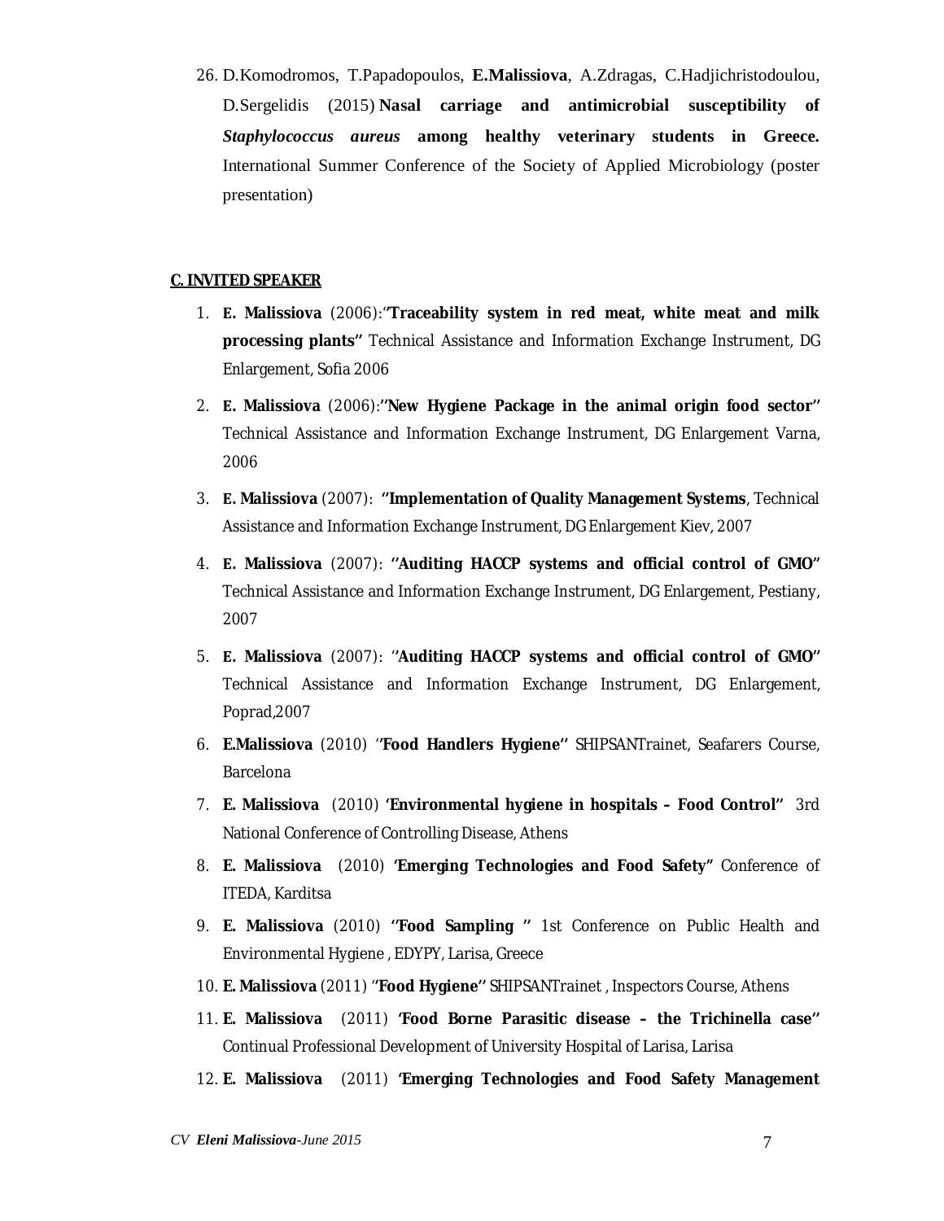26. D.Komodromos, T.Papadopoulos, **E.Malissiova**, A.Zdragas, C.Hadjichristodoulou, D.Sergelidis (2015) **Nasal carriage and antimicrobial susceptibility of *Staphylococcus aureus* among healthy veterinary students in Greece.** International Summer Conference of the Society of Applied Microbiology (poster presentation)

**C. INVITED SPEAKER**

1. **E. Malissiova** (2006):''**Traceability system in red meat, white meat and milk processing plants''** Technical Assistance and Information Exchange Instrument, DG Enlargement, Sofia 2006
2. **E. Malissiova** (2006):**''New Hygiene Package in the animal origin food sector''** Technical Assistance and Information Exchange Instrument, DG Enlargement Varna, 2006
3. **E. Malissiova** (2007): **''Implementation of Quality Management Systems**, Technical Assistance and Information Exchange Instrument, DG Enlargement Kiev, 2007
4. **E. Malissiova** (2007): **''Auditing HACCP systems and official control of GMO''** Technical Assistance and Information Exchange Instrument, DG Enlargement, Pestiany, 2007
5. **E. Malissiova** (2007): ''**Auditing HACCP systems and official control of GMO''** Technical Assistance and Information Exchange Instrument, DG Enlargement, Poprad,2007
6. **E.Malissiova** (2010) ''**Food Handlers Hygiene''** SHIPSANTrainet, Seafarers Course, Barcelona
7. **E. Malissiova** (2010) **'Environmental hygiene in hospitals – Food Control''** 3rd National Conference of Controlling Disease, Athens
8. **E. Malissiova** (2010) **'Emerging Technologies and Food Safety''** Conference of ITEDA, Karditsa
9. **E. Malissiova** (2010) **''Food Sampling ''** 1st Conference on Public Health and Environmental Hygiene , EDYPY, Larisa, Greece
10. **E. Malissiova** (2011) ''**Food Hygiene''** SHIPSANTrainet , Inspectors Course, Athens
11. **E. Malissiova** (2011) **'Food Borne Parasitic disease – the Trichinella case''** Continual Professional Development of University Hospital of Larisa, Larisa
12. **E. Malissiova** (2011) **'Emerging Technologies and Food Safety Management**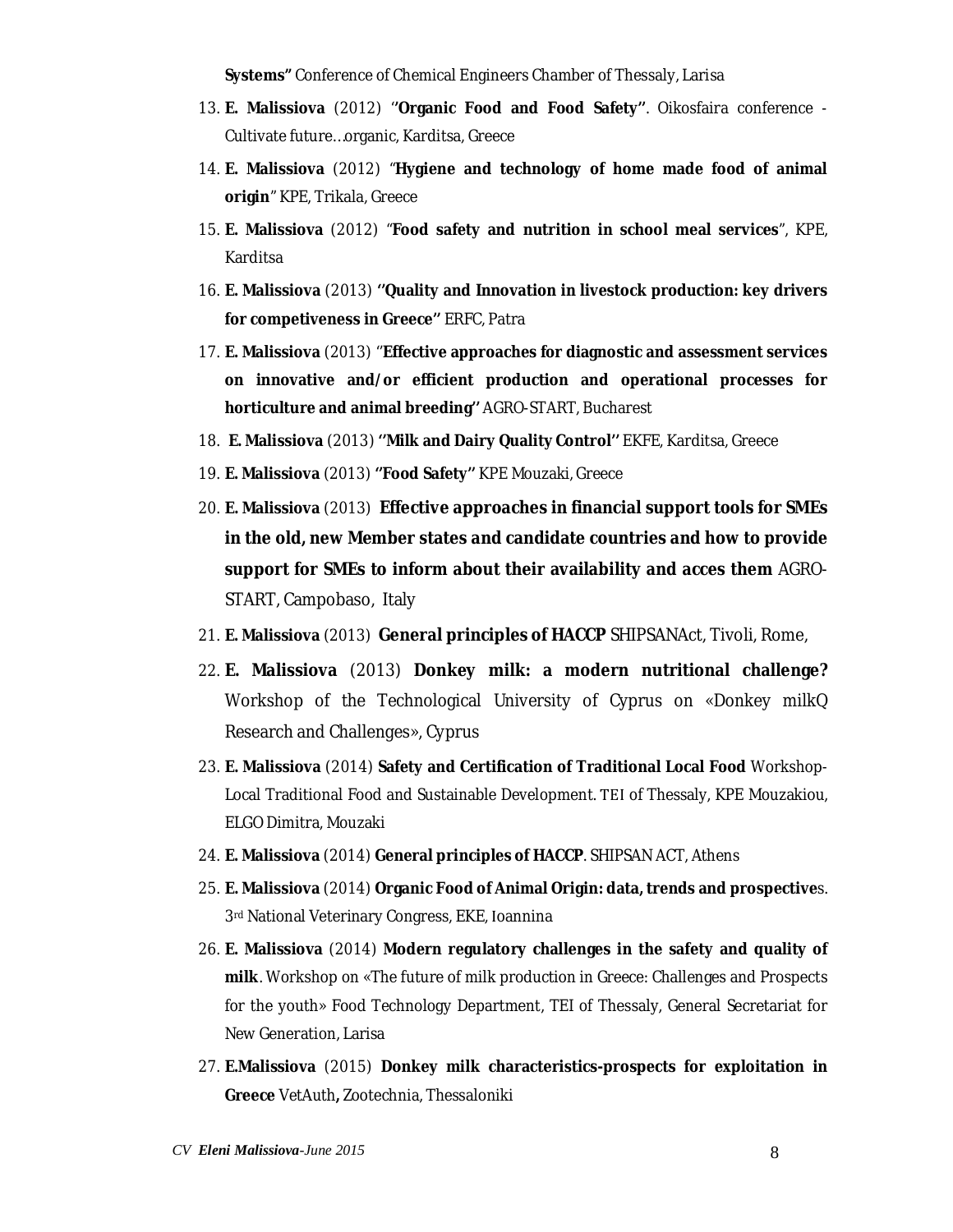**Systems"** Conference of Chemical Engineers Chamber of Thessaly, Larisa

13. **E. Malissiova** (2012) ''**Organic Food and Food Safety''**. Oikosfaira conference - Cultivate future…organic, Karditsa, Greece
14. **E. Malissiova** (2012) "**Hygiene and technology of home made food of animal origin**" KPE, Trikala, Greece
15. **E. Malissiova** (2012) "**Food safety and nutrition in school meal services**", KPE, Karditsa
16. **E. Malissiova** (2013) **''Quality and Innovation in livestock production: key drivers for competiveness in Greece''** ERFC, Patra
17. **E. Malissiova** (2013) ''**Effective approaches for diagnostic and assessment services on innovative and/or efficient production and operational processes for horticulture and animal breeding''** AGRO-START, Bucharest
18. **E. Malissiova** (2013) **''Milk and Dairy Quality Control''** EKFE, Karditsa, Greece
19. **E. Malissiova** (2013) **''Food Safety''** KPE Mouzaki, Greece
20. **E. Malissiova** (2013) **Effective approaches in financial support tools for SMEs in the old, new Member states and candidate countries and how to provide support for SMEs to inform about their availability and acces them** AGRO-START, Campobaso, Italy
21. **E. Malissiova** (2013) **General principles of HACCP** SHIPSANAct, Tivoli, Rome,
22. **E. Malissiova** (2013) **Donkey milk: a modern nutritional challenge?** Workshop of the Technological University of Cyprus on «Donkey milkQ Research and Challenges», Cyprus
23. **E. Malissiova** (2014) **Safety and Certification of Traditional Local Food** Workshop-Local Traditional Food and Sustainable Development. TEI of Thessaly, KPE Mouzakiou, ELGO Dimitra, Mouzaki
24. **E. Malissiova** (2014) **General principles of HACCP**. SHIPSAN ACT, Athens
25. **E. Malissiova** (2014) **Organic Food of Animal Origin: data, trends and prospective**s. 3rd National Veterinary Congress, EKE, Ioannina
26. **E. Malissiova** (2014) **Modern regulatory challenges in the safety and quality of milk**. Workshop on «The future of milk production in Greece: Challenges and Prospects for the youth» Food Technology Department, TEI of Thessaly, General Secretariat for New Generation, Larisa
27. **E.Malissiova** (2015) **Donkey milk characteristics-prospects for exploitation in Greece** VetAuth**,** Zootechnia, Thessaloniki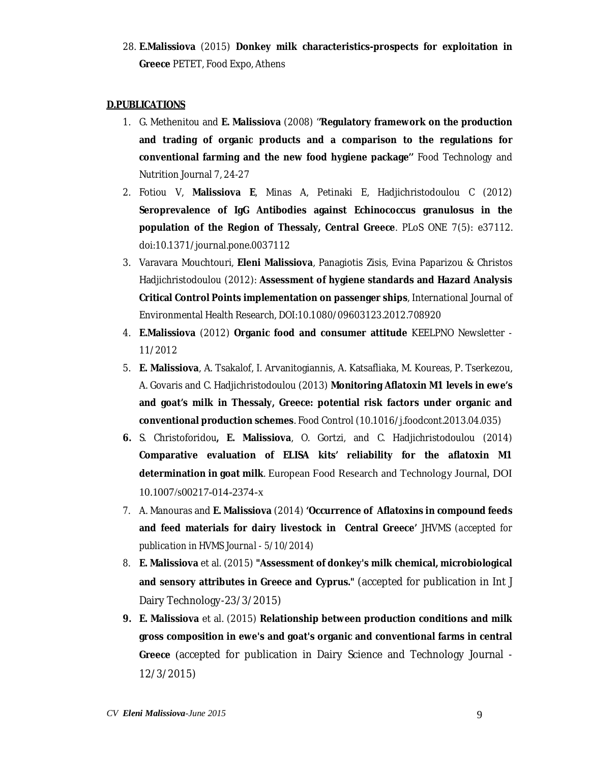28. **E.Malissiova** (2015) **Donkey milk characteristics-prospects for exploitation in Greece** PETET, Food Expo, Athens

**D.PUBLICATIONS**

1. G. Methenitou and **E. Malissiova** (2008) ''**Regulatory framework on the production and trading of organic products and a comparison to the regulations for conventional farming and the new food hygiene package''** Food Technology and Nutrition Journal 7, 24-27
2. Fotiou V, **Malissiova E**, Minas A, Petinaki E, Hadjichristodoulou C (2012) **Seroprevalence of IgG Antibodies against Echinococcus granulosus in the population of the Region of Thessaly, Central Greece**. PLoS ONE 7(5): e37112. doi:10.1371/journal.pone.0037112
3. Varavara Mouchtouri, **Eleni Malissiova**, Panagiotis Zisis, Evina Paparizou & Christos Hadjichristodoulou (2012): **Assessment of hygiene standards and Hazard Analysis Critical Control Points implementation on passenger ships**, International Journal of Environmental Health Research, DOI:10.1080/09603123.2012.708920
4. **E.Malissiova** (2012) **Organic food and consumer attitude** KEELPNO Newsletter - 11/2012
5. **E. Malissiova**, A. Tsakalof, I. Arvanitogiannis, A. Katsafliaka, M. Koureas, P. Tserkezou, A. Govaris and C. Hadjichristodoulou (2013) **Monitoring Aflatoxin M1 levels in ewe's and goat's milk in Thessaly, Greece: potential risk factors under organic and conventional production schemes**. Food Control (10.1016/j.foodcont.2013.04.035)
6. S. Christoforidou**, E. Malissiova**, O. Gortzi, and C. Hadjichristodoulou (2014) **Comparative evaluation of ELISA kits' reliability for the aflatoxin M1 determination in goat milk**. European Food Research and Technology Journal, DOI 10.1007/s00217-014-2374-x
7. A. Manouras and **E. Malissiova** (2014) **'Occurrence of Aflatoxins in compound feeds and feed materials for dairy livestock in Central Greece'** JHVMS *(accepted for publication in HVMS Journal - 5/10/2014)*
8. **E. Malissiova** et al. (2015) **"Assessment of donkey's milk chemical, microbiological and sensory attributes in Greece and Cyprus."** (accepted for publication in Int J Dairy Technology-23/3/2015)
9. **E. Malissiova** et al. (2015) **Relationship between production conditions and milk gross composition in ewe's and goat's organic and conventional farms in central Greece** (accepted for publication in Dairy Science and Technology Journal - 12/3/2015)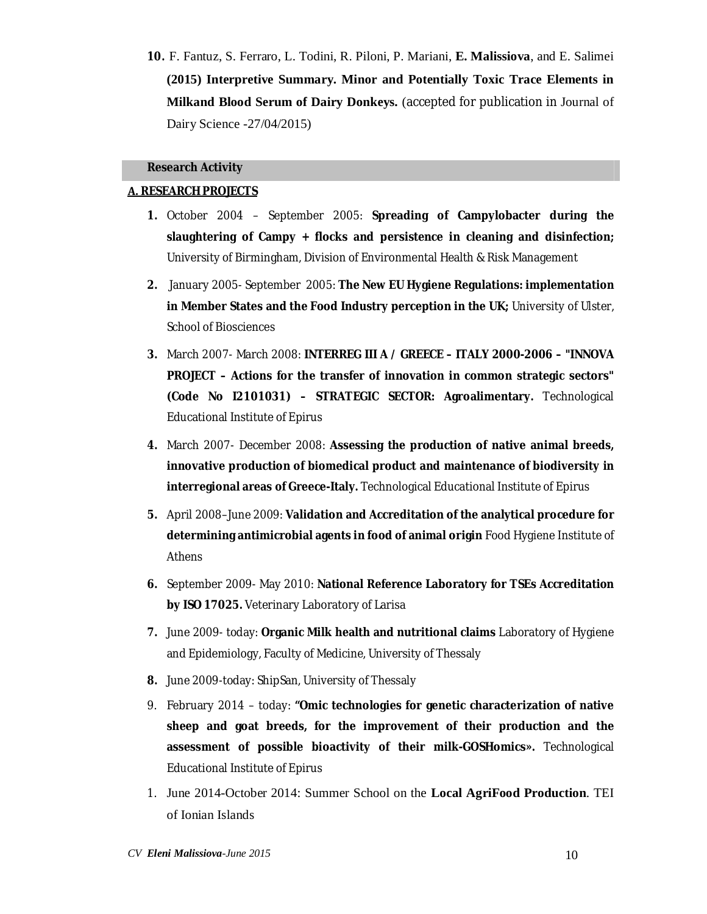**10.** F. Fantuz, S. Ferraro, L. Todini, R. Piloni, P. Mariani, **E. Malissiova**, and E. Salimei **(2015) Interpretive Summary. Minor and Potentially Toxic Trace Elements in Milkand Blood Serum of Dairy Donkeys.** (accepted for publication in Journal of Dairy Science -27/04/2015)

## Research Activity

**A. RESEARCH PROJECTS**

1. October 2004 – September 2005: **Spreading of Campylobacter during the slaughtering of Campy + flocks and persistence in cleaning and disinfection;** University of Birmingham, Division of Environmental Health & Risk Management
2. January 2005- September 2005: **The New EU Hygiene Regulations: implementation in Member States and the Food Industry perception in the UK;** University of Ulster, School of Biosciences
3. March 2007- March 2008: **INTERREG III A / GREECE – ITALY 2000-2006 – "INNOVA PROJECT – Actions for the transfer of innovation in common strategic sectors" (Code No I2101031) – STRATEGIC SECTOR: Agroalimentary.** Technological Educational Institute of Epirus
4. March 2007- December 2008: **Assessing the production of native animal breeds, innovative production of biomedical product and maintenance of biodiversity in interregional areas of Greece-Italy.** Technological Educational Institute of Epirus
5. April 2008–June 2009: **Validation and Accreditation of the analytical procedure for determining antimicrobial agents in food of animal origin** Food Hygiene Institute of Athens
6. September 2009- May 2010: **National Reference Laboratory for TSEs Accreditation by ISO 17025.** Veterinary Laboratory of Larisa
7. June 2009- today: **Organic Milk health and nutritional claims** Laboratory of Hygiene and Epidemiology, Faculty of Medicine, University of Thessaly
8. June 2009-today: ShipSan, University of Thessaly
9. February 2014 – today: **"Omic technologies for genetic characterization of native sheep and goat breeds, for the improvement of their production and the assessment of possible bioactivity of their milk-GOSHomics».** Technological Educational Institute of Epirus

1. June 2014-October 2014: Summer School on the **Local AgriFood Production**. TEI of Ionian Islands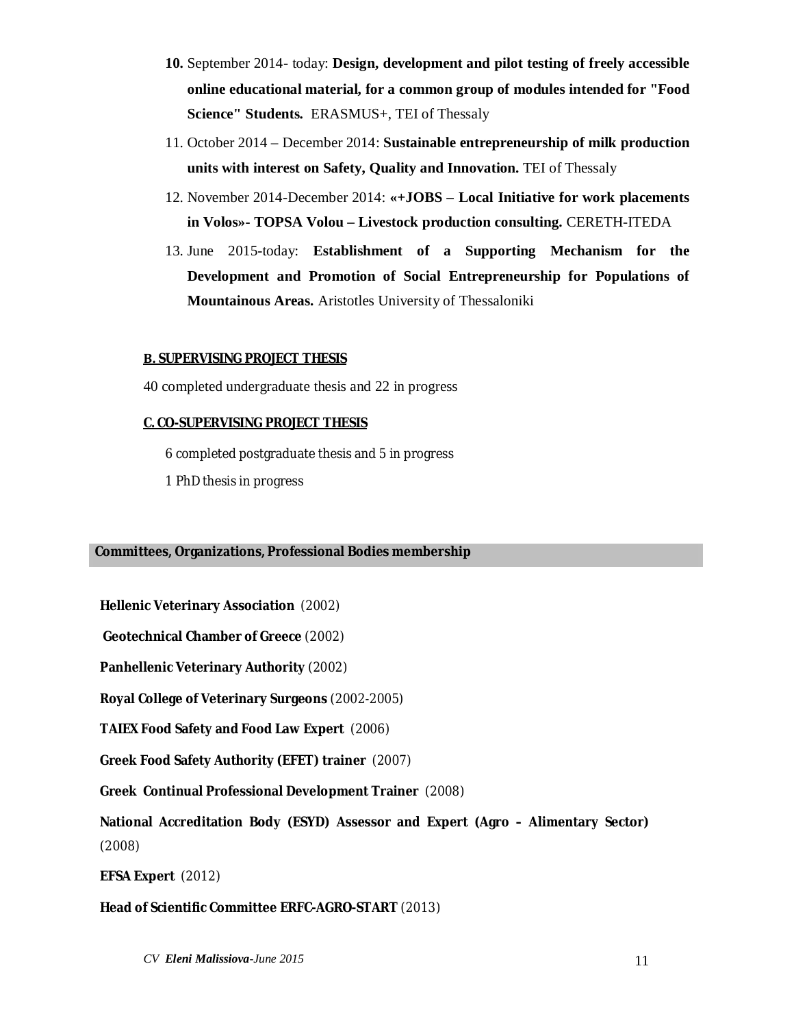10. September 2014- today: **Design, development and pilot testing of freely accessible online educational material, for a common group of modules intended for "Food Science" Students.** ERASMUS+, TEI of Thessaly
11. October 2014 – December 2014: **Sustainable entrepreneurship of milk production units with interest on Safety, Quality and Innovation.** TEI of Thessaly
12. November 2014-December 2014: **«+JOBS – Local Initiative for work placements in Volos»- TOPSA Volou – Livestock production consulting.** CERETH-ITEDA
13. June 2015-today: **Establishment of a Supporting Mechanism for the Development and Promotion of Social Entrepreneurship for Populations of Mountainous Areas.** Aristotles University of Thessaloniki

**B. SUPERVISING PROJECT THESIS**

40 completed undergraduate thesis and 22 in progress

**C. CO-SUPERVISING PROJECT THESIS**

6 completed postgraduate thesis and 5 in progress

1 PhD thesis in progress

## Committees, Organizations, Professional Bodies membership

**Hellenic Veterinary Association** (2002)

**Geotechnical Chamber of Greece** (2002)

**Panhellenic Veterinary Authority** (2002)

**Royal College of Veterinary Surgeons** (2002-2005)

**TAIEX Food Safety and Food Law Expert** (2006)

**Greek Food Safety Authority (EFET) trainer** (2007)

**Greek Continual Professional Development Trainer** (2008)

**National Accreditation Body (ESYD) Assessor and Expert (Agro – Alimentary Sector)** (2008)

**EFSA Expert** (2012)

**Head of Scientific Committee ERFC-AGRO-START** (2013)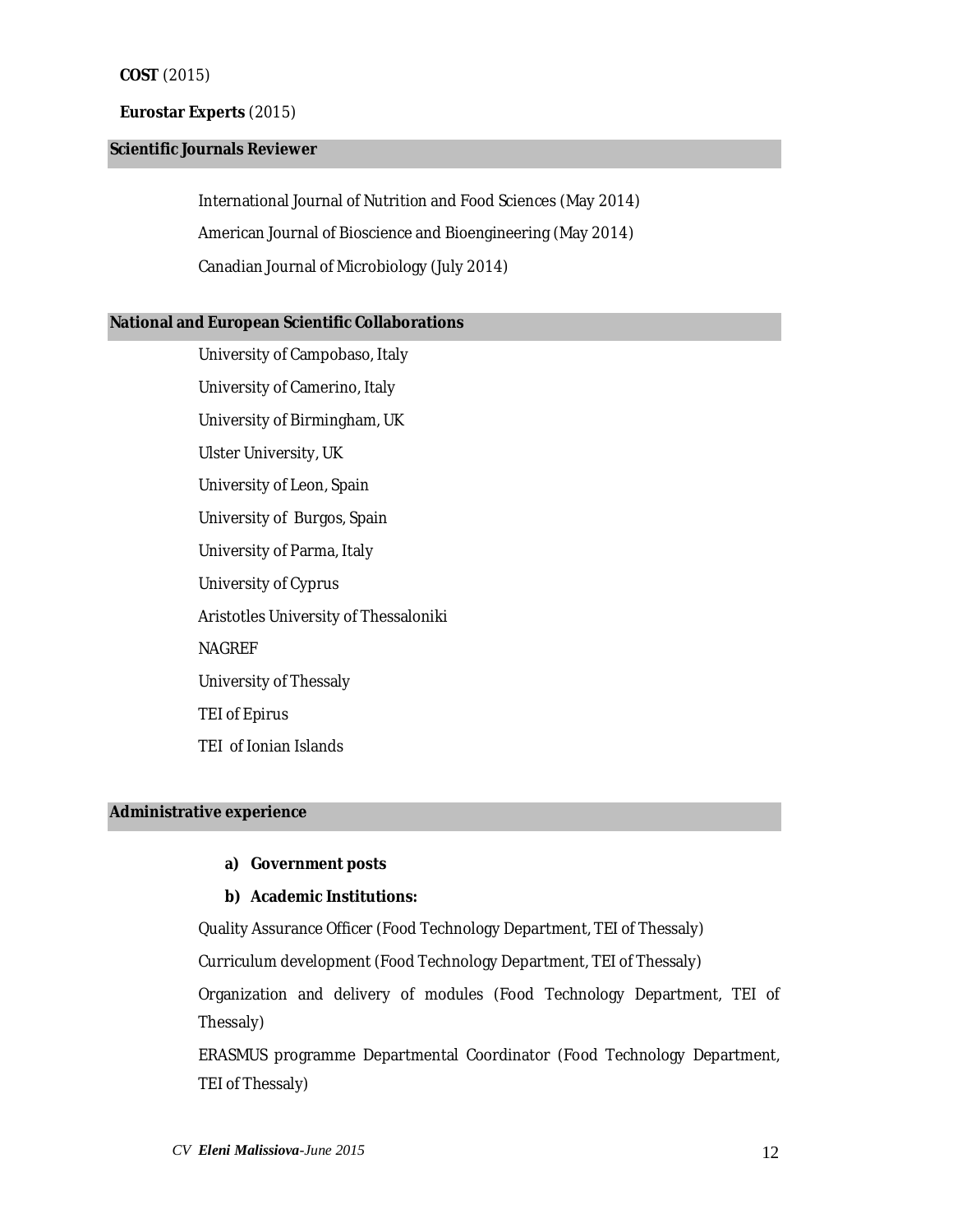**COST** (2015)

**Eurostar Experts** (2015)

## Scientific Journals Reviewer

International Journal of Nutrition and Food Sciences (May 2014)

American Journal of Bioscience and Bioengineering (May 2014)

Canadian Journal of Microbiology (July 2014)

## National and European Scientific Collaborations

University of Campobaso, Italy

University of Camerino, Italy

University of Birmingham, UK

Ulster University, UK

University of Leon, Spain

University of  Burgos, Spain

University of Parma, Italy

University of Cyprus

Aristotles University of Thessaloniki

NAGREF

University of Thessaly

TEI of Epirus

TEI  of Ionian Islands

## Administrative experience

**a) Government posts**

**b) Academic Institutions:**

Quality Assurance Officer (Food Technology Department, TEI of Thessaly)

Curriculum development (Food Technology Department, TEI of Thessaly)

Organization and delivery of modules (Food Technology Department, TEI of Thessaly)

ERASMUS programme Departmental Coordinator (Food Technology Department, TEI of Thessaly)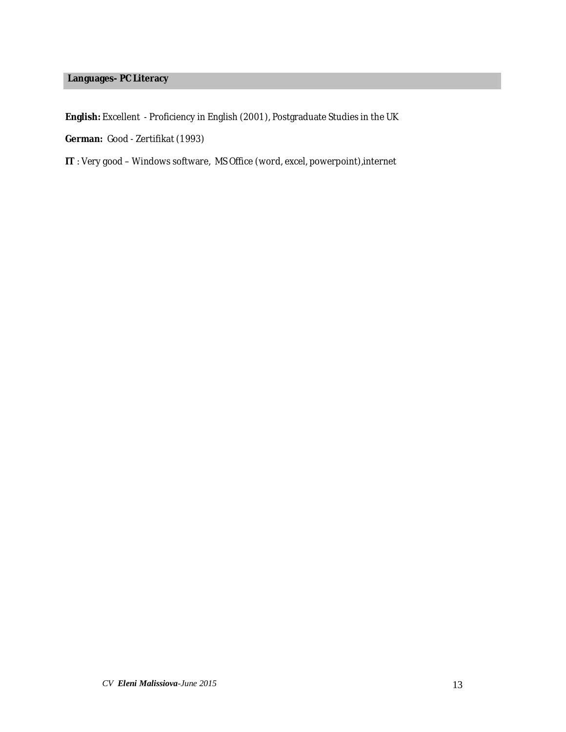## Languages- PC Literacy

**English:** Excellent - Proficiency in English (2001), Postgraduate Studies in the UK

**German:** Good - Zertifikat (1993)

**IT** : Very good – Windows software, MS Office (word, excel, powerpoint),internet